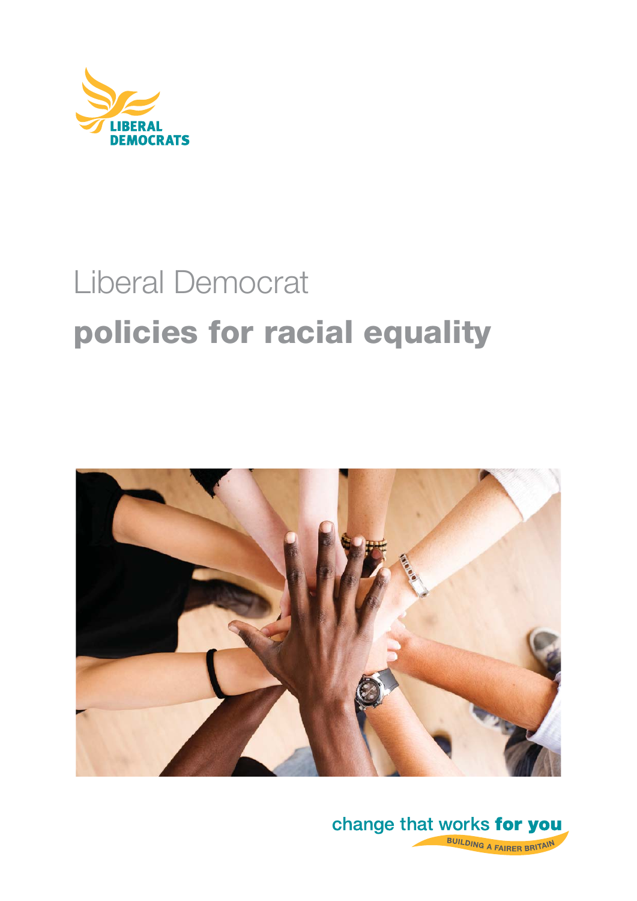LIBERAL DEMOCRATS

# Liberal Democrat

# policies for racial equality

change that works **for you**

BUILDING A FAIRER BRITAIN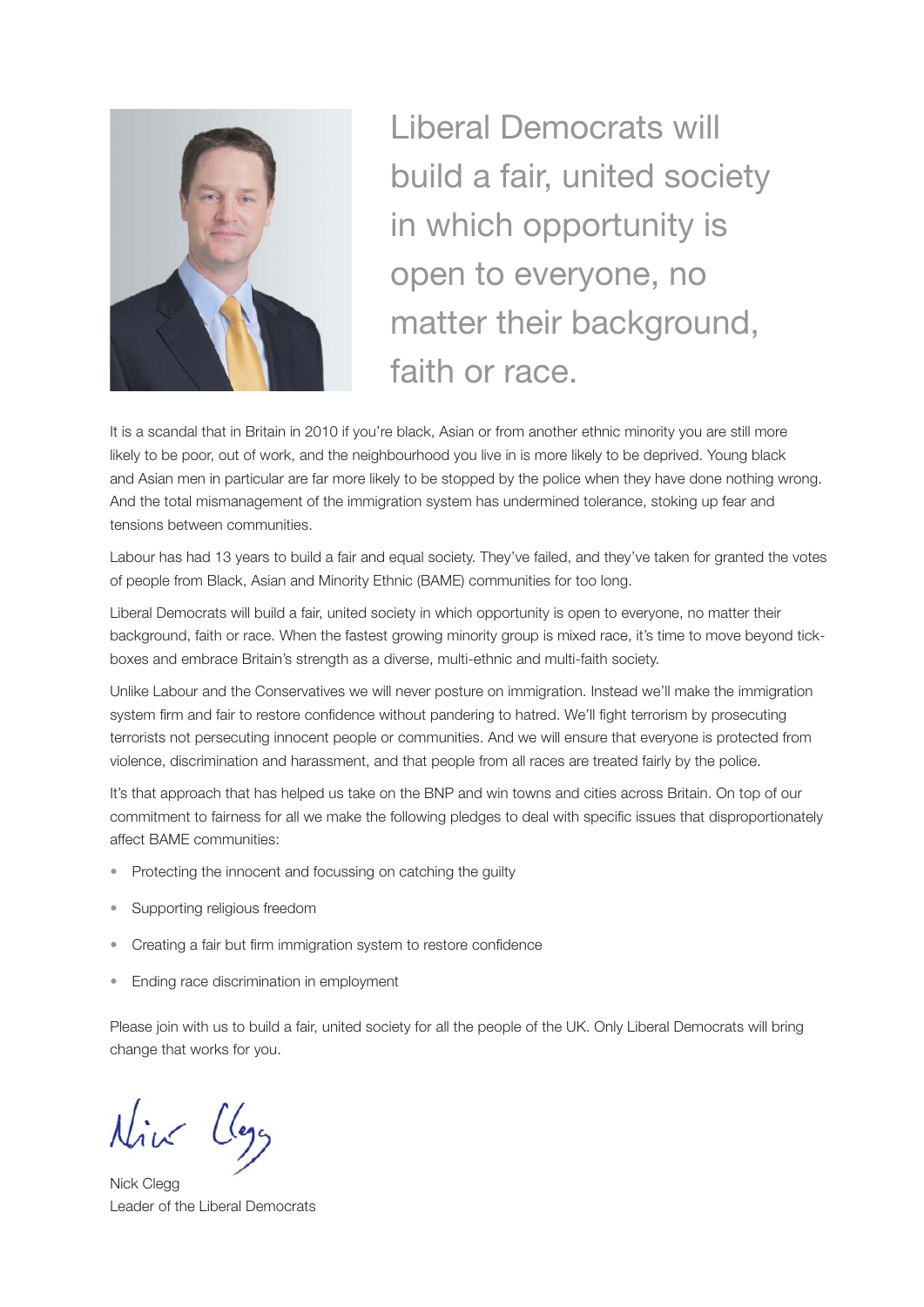# Liberal Democrats will build a fair, united society in which opportunity is open to everyone, no matter their background, faith or race.

It is a scandal that in Britain in 2010 if you're black, Asian or from another ethnic minority you are still more likely to be poor, out of work, and the neighbourhood you live in is more likely to be deprived. Young black and Asian men in particular are far more likely to be stopped by the police when they have done nothing wrong. And the total mismanagement of the immigration system has undermined tolerance, stoking up fear and tensions between communities.

Labour has had 13 years to build a fair and equal society. They've failed, and they've taken for granted the votes of people from Black, Asian and Minority Ethnic (BAME) communities for too long.

Liberal Democrats will build a fair, united society in which opportunity is open to everyone, no matter their background, faith or race. When the fastest growing minority group is mixed race, it's time to move beyond tick-boxes and embrace Britain's strength as a diverse, multi-ethnic and multi-faith society.

Unlike Labour and the Conservatives we will never posture on immigration. Instead we'll make the immigration system firm and fair to restore confidence without pandering to hatred. We'll fight terrorism by prosecuting terrorists not persecuting innocent people or communities. And we will ensure that everyone is protected from violence, discrimination and harassment, and that people from all races are treated fairly by the police.

It's that approach that has helped us take on the BNP and win towns and cities across Britain. On top of our commitment to fairness for all we make the following pledges to deal with specific issues that disproportionately affect BAME communities:

- Protecting the innocent and focussing on catching the guilty
- Supporting religious freedom
- Creating a fair but firm immigration system to restore confidence
- Ending race discrimination in employment

Please join with us to build a fair, united society for all the people of the UK. Only Liberal Democrats will bring change that works for you.

Nick Clegg

Nick Clegg
Leader of the Liberal Democrats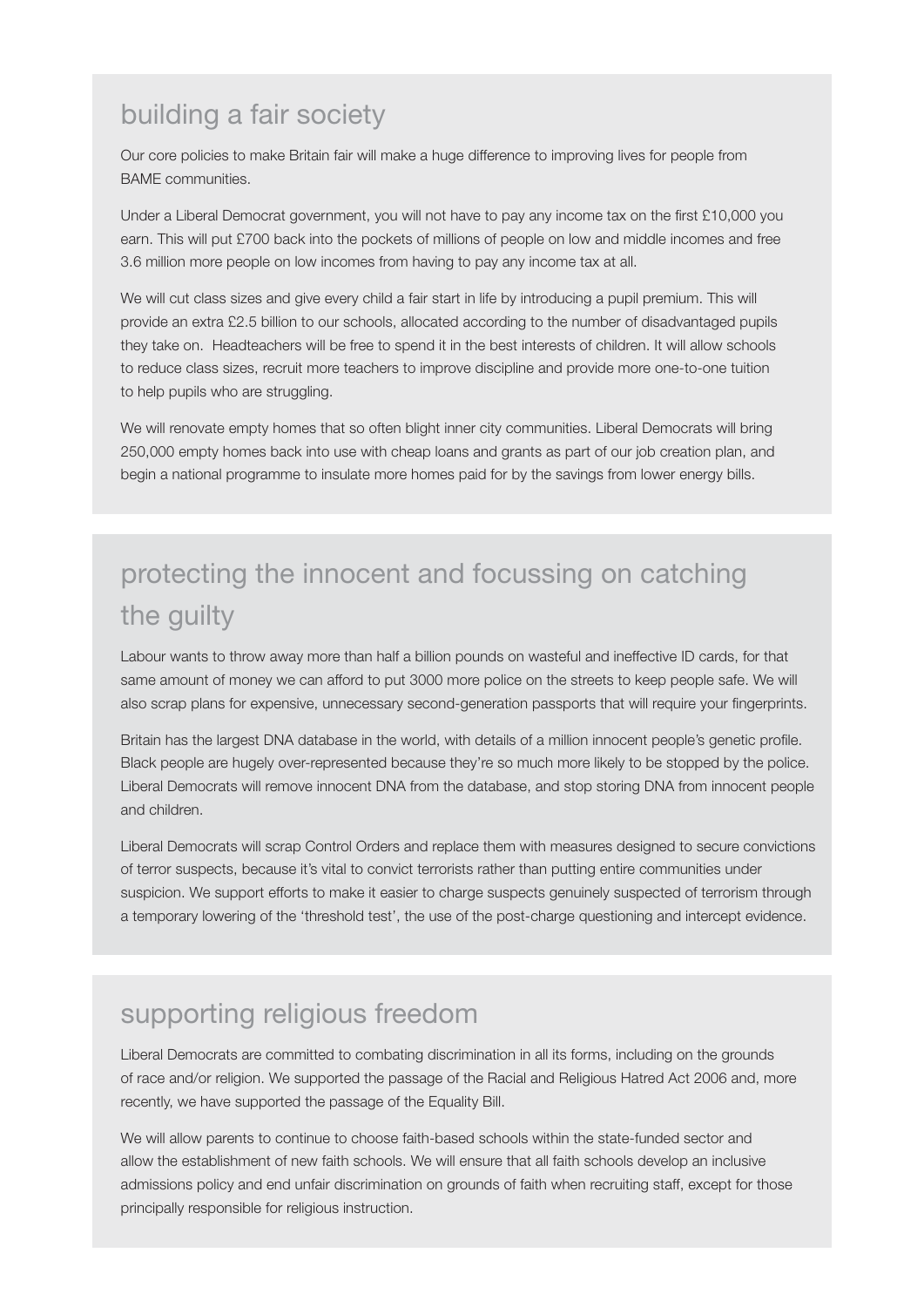## building a fair society

Our core policies to make Britain fair will make a huge difference to improving lives for people from BAME communities.

Under a Liberal Democrat government, you will not have to pay any income tax on the first £10,000 you earn. This will put £700 back into the pockets of millions of people on low and middle incomes and free 3.6 million more people on low incomes from having to pay any income tax at all.

We will cut class sizes and give every child a fair start in life by introducing a pupil premium. This will provide an extra £2.5 billion to our schools, allocated according to the number of disadvantaged pupils they take on. Headteachers will be free to spend it in the best interests of children. It will allow schools to reduce class sizes, recruit more teachers to improve discipline and provide more one-to-one tuition to help pupils who are struggling.

We will renovate empty homes that so often blight inner city communities. Liberal Democrats will bring 250,000 empty homes back into use with cheap loans and grants as part of our job creation plan, and begin a national programme to insulate more homes paid for by the savings from lower energy bills.

## protecting the innocent and focussing on catching the guilty

Labour wants to throw away more than half a billion pounds on wasteful and ineffective ID cards, for that same amount of money we can afford to put 3000 more police on the streets to keep people safe. We will also scrap plans for expensive, unnecessary second-generation passports that will require your fingerprints.

Britain has the largest DNA database in the world, with details of a million innocent people's genetic profile. Black people are hugely over-represented because they're so much more likely to be stopped by the police. Liberal Democrats will remove innocent DNA from the database, and stop storing DNA from innocent people and children.

Liberal Democrats will scrap Control Orders and replace them with measures designed to secure convictions of terror suspects, because it's vital to convict terrorists rather than putting entire communities under suspicion. We support efforts to make it easier to charge suspects genuinely suspected of terrorism through a temporary lowering of the 'threshold test', the use of the post-charge questioning and intercept evidence.

## supporting religious freedom

Liberal Democrats are committed to combating discrimination in all its forms, including on the grounds of race and/or religion. We supported the passage of the Racial and Religious Hatred Act 2006 and, more recently, we have supported the passage of the Equality Bill.

We will allow parents to continue to choose faith-based schools within the state-funded sector and allow the establishment of new faith schools. We will ensure that all faith schools develop an inclusive admissions policy and end unfair discrimination on grounds of faith when recruiting staff, except for those principally responsible for religious instruction.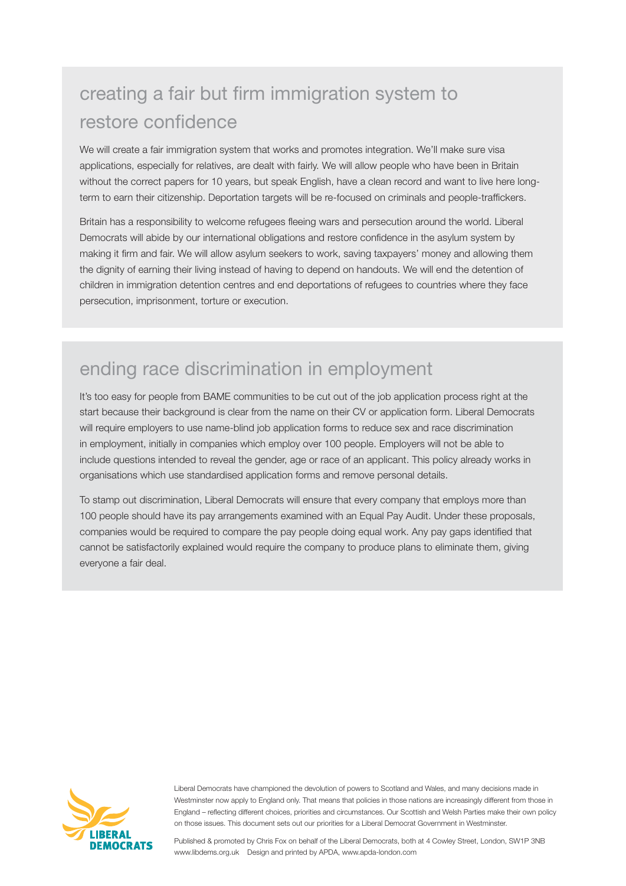## creating a fair but firm immigration system to restore confidence

We will create a fair immigration system that works and promotes integration. We'll make sure visa applications, especially for relatives, are dealt with fairly. We will allow people who have been in Britain without the correct papers for 10 years, but speak English, have a clean record and want to live here long-term to earn their citizenship. Deportation targets will be re-focused on criminals and people-traffickers.

Britain has a responsibility to welcome refugees fleeing wars and persecution around the world. Liberal Democrats will abide by our international obligations and restore confidence in the asylum system by making it firm and fair. We will allow asylum seekers to work, saving taxpayers' money and allowing them the dignity of earning their living instead of having to depend on handouts. We will end the detention of children in immigration detention centres and end deportations of refugees to countries where they face persecution, imprisonment, torture or execution.

## ending race discrimination in employment

It's too easy for people from BAME communities to be cut out of the job application process right at the start because their background is clear from the name on their CV or application form. Liberal Democrats will require employers to use name-blind job application forms to reduce sex and race discrimination in employment, initially in companies which employ over 100 people. Employers will not be able to include questions intended to reveal the gender, age or race of an applicant. This policy already works in organisations which use standardised application forms and remove personal details.

To stamp out discrimination, Liberal Democrats will ensure that every company that employs more than 100 people should have its pay arrangements examined with an Equal Pay Audit. Under these proposals, companies would be required to compare the pay people doing equal work. Any pay gaps identified that cannot be satisfactorily explained would require the company to produce plans to eliminate them, giving everyone a fair deal.

LIBERAL DEMOCRATS

Liberal Democrats have championed the devolution of powers to Scotland and Wales, and many decisions made in Westminster now apply to England only. That means that policies in those nations are increasingly different from those in England – reflecting different choices, priorities and circumstances. Our Scottish and Welsh Parties make their own policy on those issues. This document sets out our priorities for a Liberal Democrat Government in Westminster.

Published & promoted by Chris Fox on behalf of the Liberal Democrats, both at 4 Cowley Street, London, SW1P 3NB
www.libdems.org.uk Design and printed by APDA, www.apda-london.com